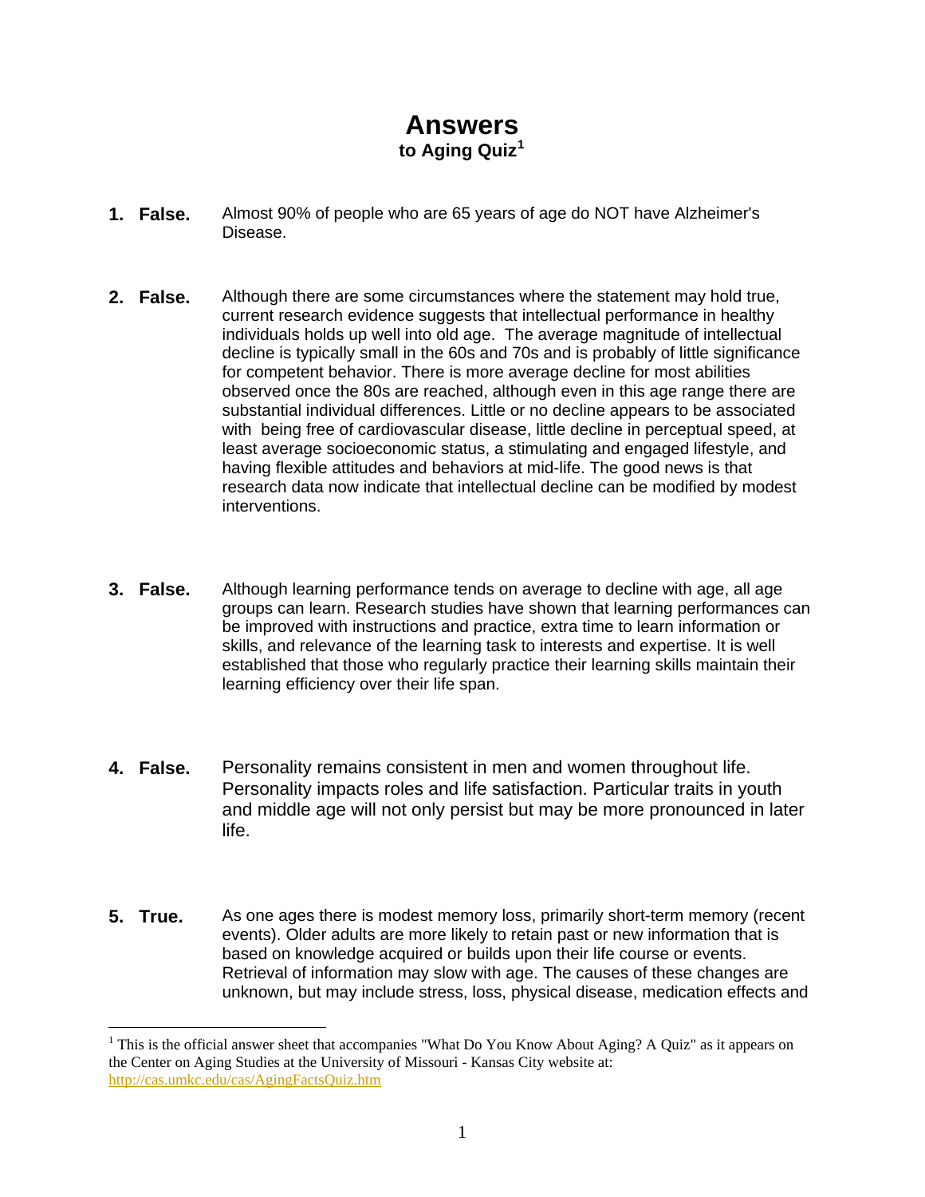# Answers

**to Aging Quiz**[1]

1. **False.** Almost 90% of people who are 65 years of age do NOT have Alzheimer's Disease.

2. **False.** Although there are some circumstances where the statement may hold true, current research evidence suggests that intellectual performance in healthy individuals holds up well into old age. The average magnitude of intellectual decline is typically small in the 60s and 70s and is probably of little significance for competent behavior. There is more average decline for most abilities observed once the 80s are reached, although even in this age range there are substantial individual differences. Little or no decline appears to be associated with being free of cardiovascular disease, little decline in perceptual speed, at least average socioeconomic status, a stimulating and engaged lifestyle, and having flexible attitudes and behaviors at mid-life. The good news is that research data now indicate that intellectual decline can be modified by modest interventions.

3. **False.** Although learning performance tends on average to decline with age, all age groups can learn. Research studies have shown that learning performances can be improved with instructions and practice, extra time to learn information or skills, and relevance of the learning task to interests and expertise. It is well established that those who regularly practice their learning skills maintain their learning efficiency over their life span.

4. **False.** Personality remains consistent in men and women throughout life. Personality impacts roles and life satisfaction. Particular traits in youth and middle age will not only persist but may be more pronounced in later life.

5. **True.** As one ages there is modest memory loss, primarily short-term memory (recent events). Older adults are more likely to retain past or new information that is based on knowledge acquired or builds upon their life course or events. Retrieval of information may slow with age. The causes of these changes are unknown, but may include stress, loss, physical disease, medication effects and

---

[1] This is the official answer sheet that accompanies "What Do You Know About Aging? A Quiz" as it appears on the Center on Aging Studies at the University of Missouri - Kansas City website at: http://cas.umkc.edu/cas/AgingFactsQuiz.htm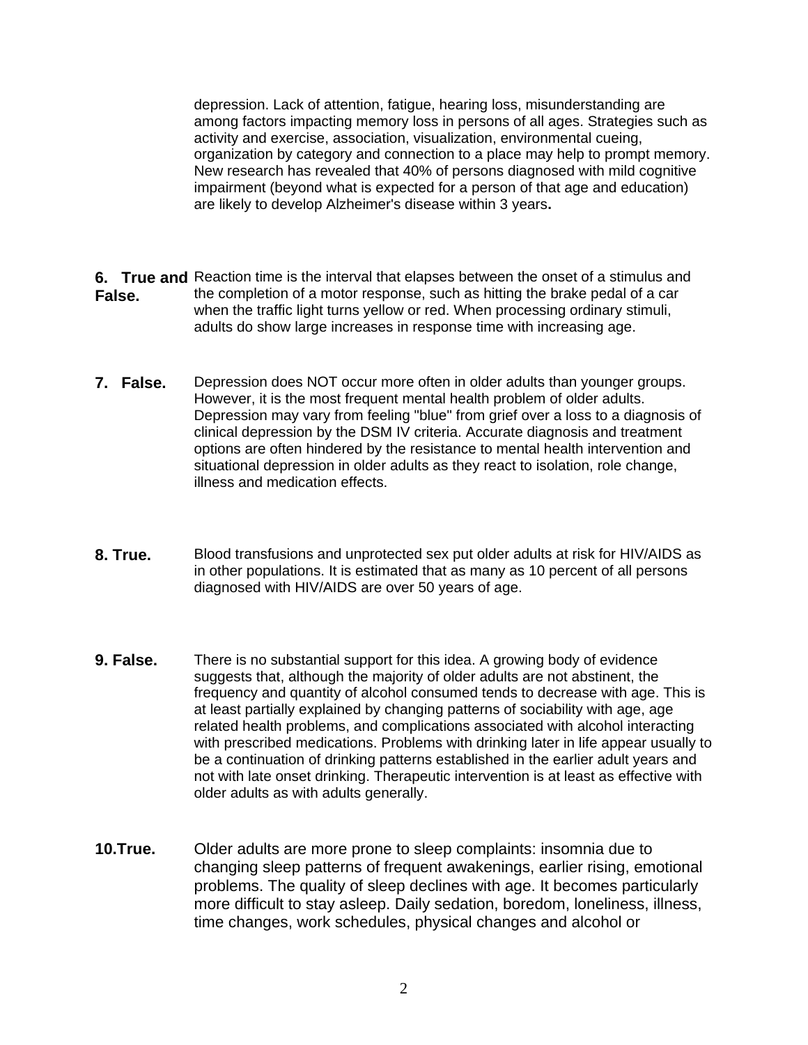depression. Lack of attention, fatigue, hearing loss, misunderstanding are among factors impacting memory loss in persons of all ages. Strategies such as activity and exercise, association, visualization, environmental cueing, organization by category and connection to a place may help to prompt memory. New research has revealed that 40% of persons diagnosed with mild cognitive impairment (beyond what is expected for a person of that age and education) are likely to develop Alzheimer's disease within 3 years**.**

**6. True and False.** Reaction time is the interval that elapses between the onset of a stimulus and the completion of a motor response, such as hitting the brake pedal of a car when the traffic light turns yellow or red. When processing ordinary stimuli, adults do show large increases in response time with increasing age.

**7. False.** Depression does NOT occur more often in older adults than younger groups. However, it is the most frequent mental health problem of older adults. Depression may vary from feeling "blue" from grief over a loss to a diagnosis of clinical depression by the DSM IV criteria. Accurate diagnosis and treatment options are often hindered by the resistance to mental health intervention and situational depression in older adults as they react to isolation, role change, illness and medication effects.

**8. True.** Blood transfusions and unprotected sex put older adults at risk for HIV/AIDS as in other populations. It is estimated that as many as 10 percent of all persons diagnosed with HIV/AIDS are over 50 years of age.

**9. False.** There is no substantial support for this idea. A growing body of evidence suggests that, although the majority of older adults are not abstinent, the frequency and quantity of alcohol consumed tends to decrease with age. This is at least partially explained by changing patterns of sociability with age, age related health problems, and complications associated with alcohol interacting with prescribed medications. Problems with drinking later in life appear usually to be a continuation of drinking patterns established in the earlier adult years and not with late onset drinking. Therapeutic intervention is at least as effective with older adults as with adults generally.

**10.True.** Older adults are more prone to sleep complaints: insomnia due to changing sleep patterns of frequent awakenings, earlier rising, emotional problems. The quality of sleep declines with age. It becomes particularly more difficult to stay asleep. Daily sedation, boredom, loneliness, illness, time changes, work schedules, physical changes and alcohol or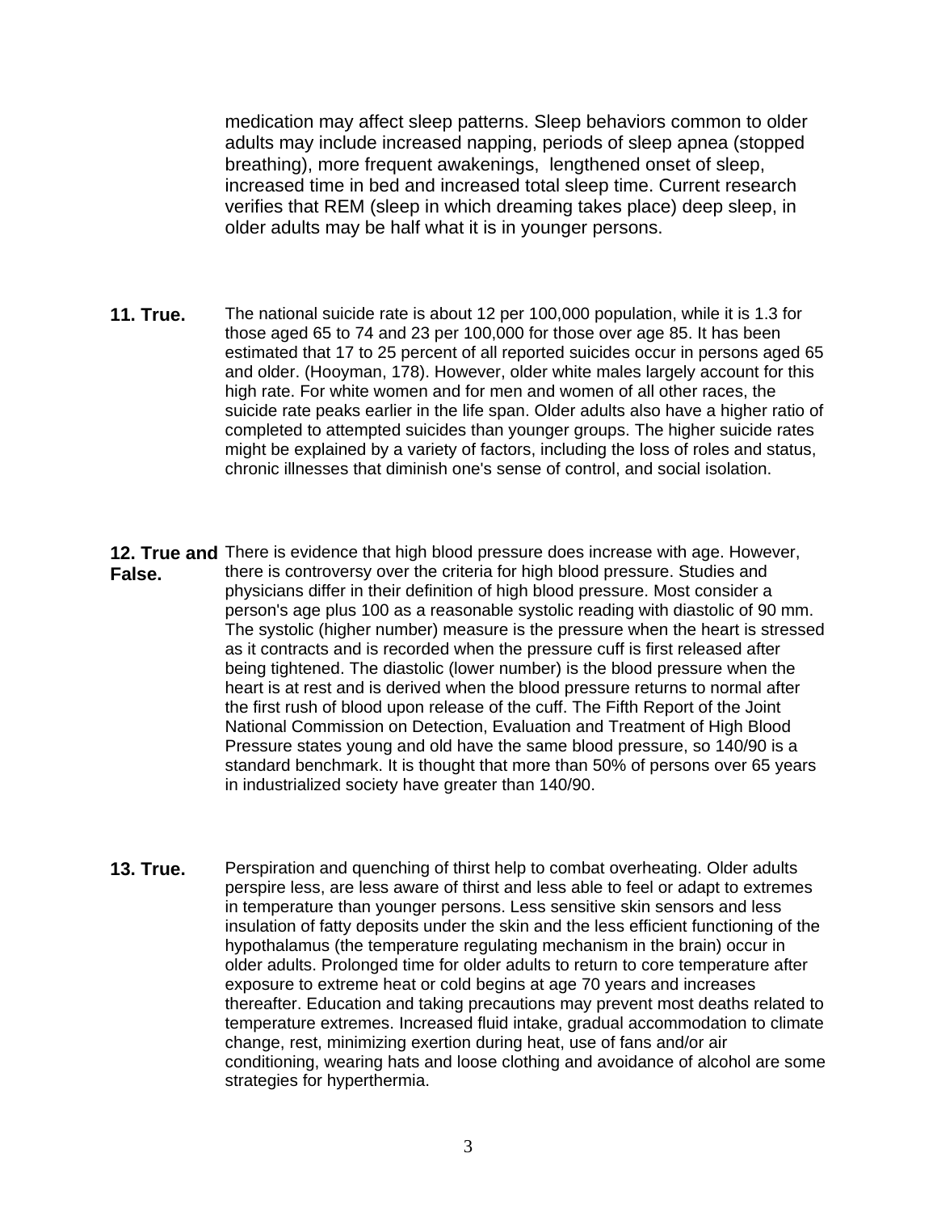medication may affect sleep patterns. Sleep behaviors common to older adults may include increased napping, periods of sleep apnea (stopped breathing), more frequent awakenings, lengthened onset of sleep, increased time in bed and increased total sleep time. Current research verifies that REM (sleep in which dreaming takes place) deep sleep, in older adults may be half what it is in younger persons.

**11. True.** The national suicide rate is about 12 per 100,000 population, while it is 1.3 for those aged 65 to 74 and 23 per 100,000 for those over age 85. It has been estimated that 17 to 25 percent of all reported suicides occur in persons aged 65 and older. (Hooyman, 178). However, older white males largely account for this high rate. For white women and for men and women of all other races, the suicide rate peaks earlier in the life span. Older adults also have a higher ratio of completed to attempted suicides than younger groups. The higher suicide rates might be explained by a variety of factors, including the loss of roles and status, chronic illnesses that diminish one's sense of control, and social isolation.

**12. True and False.** There is evidence that high blood pressure does increase with age. However, there is controversy over the criteria for high blood pressure. Studies and physicians differ in their definition of high blood pressure. Most consider a person's age plus 100 as a reasonable systolic reading with diastolic of 90 mm. The systolic (higher number) measure is the pressure when the heart is stressed as it contracts and is recorded when the pressure cuff is first released after being tightened. The diastolic (lower number) is the blood pressure when the heart is at rest and is derived when the blood pressure returns to normal after the first rush of blood upon release of the cuff. The Fifth Report of the Joint National Commission on Detection, Evaluation and Treatment of High Blood Pressure states young and old have the same blood pressure, so 140/90 is a standard benchmark. It is thought that more than 50% of persons over 65 years in industrialized society have greater than 140/90.

**13. True.** Perspiration and quenching of thirst help to combat overheating. Older adults perspire less, are less aware of thirst and less able to feel or adapt to extremes in temperature than younger persons. Less sensitive skin sensors and less insulation of fatty deposits under the skin and the less efficient functioning of the hypothalamus (the temperature regulating mechanism in the brain) occur in older adults. Prolonged time for older adults to return to core temperature after exposure to extreme heat or cold begins at age 70 years and increases thereafter. Education and taking precautions may prevent most deaths related to temperature extremes. Increased fluid intake, gradual accommodation to climate change, rest, minimizing exertion during heat, use of fans and/or air conditioning, wearing hats and loose clothing and avoidance of alcohol are some strategies for hyperthermia.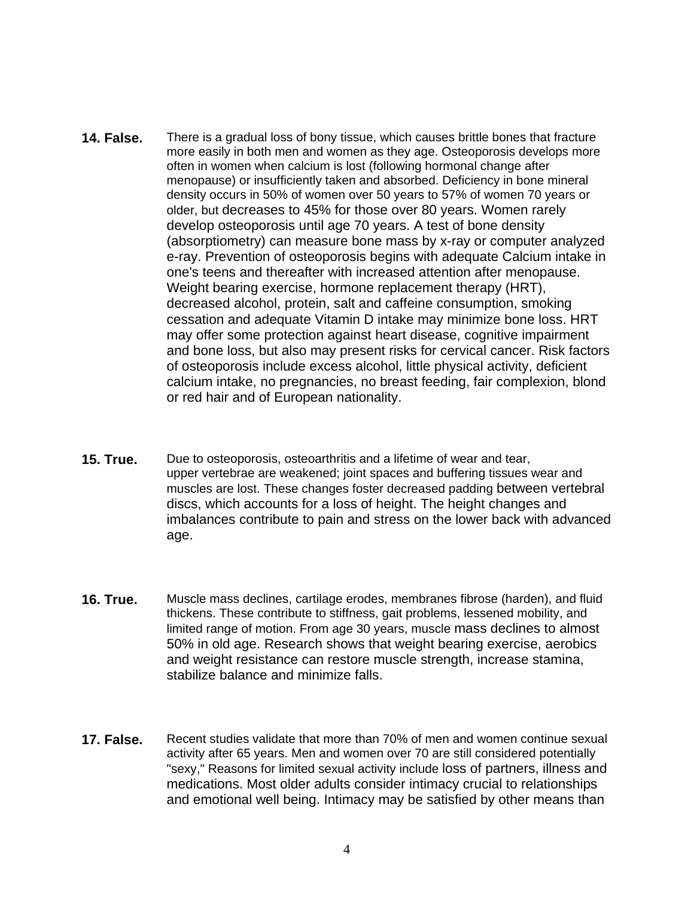**14. False.** There is a gradual loss of bony tissue, which causes brittle bones that fracture more easily in both men and women as they age. Osteoporosis develops more often in women when calcium is lost (following hormonal change after menopause) or insufficiently taken and absorbed. Deficiency in bone mineral density occurs in 50% of women over 50 years to 57% of women 70 years or older, but decreases to 45% for those over 80 years. Women rarely develop osteoporosis until age 70 years. A test of bone density (absorptiometry) can measure bone mass by x-ray or computer analyzed e-ray. Prevention of osteoporosis begins with adequate Calcium intake in one's teens and thereafter with increased attention after menopause. Weight bearing exercise, hormone replacement therapy (HRT), decreased alcohol, protein, salt and caffeine consumption, smoking cessation and adequate Vitamin D intake may minimize bone loss. HRT may offer some protection against heart disease, cognitive impairment and bone loss, but also may present risks for cervical cancer. Risk factors of osteoporosis include excess alcohol, little physical activity, deficient calcium intake, no pregnancies, no breast feeding, fair complexion, blond or red hair and of European nationality.

**15. True.** Due to osteoporosis, osteoarthritis and a lifetime of wear and tear, upper vertebrae are weakened; joint spaces and buffering tissues wear and muscles are lost. These changes foster decreased padding between vertebral discs, which accounts for a loss of height. The height changes and imbalances contribute to pain and stress on the lower back with advanced age.

**16. True.** Muscle mass declines, cartilage erodes, membranes fibrose (harden), and fluid thickens. These contribute to stiffness, gait problems, lessened mobility, and limited range of motion. From age 30 years, muscle mass declines to almost 50% in old age. Research shows that weight bearing exercise, aerobics and weight resistance can restore muscle strength, increase stamina, stabilize balance and minimize falls.

**17. False.** Recent studies validate that more than 70% of men and women continue sexual activity after 65 years. Men and women over 70 are still considered potentially "sexy," Reasons for limited sexual activity include loss of partners, illness and medications. Most older adults consider intimacy crucial to relationships and emotional well being. Intimacy may be satisfied by other means than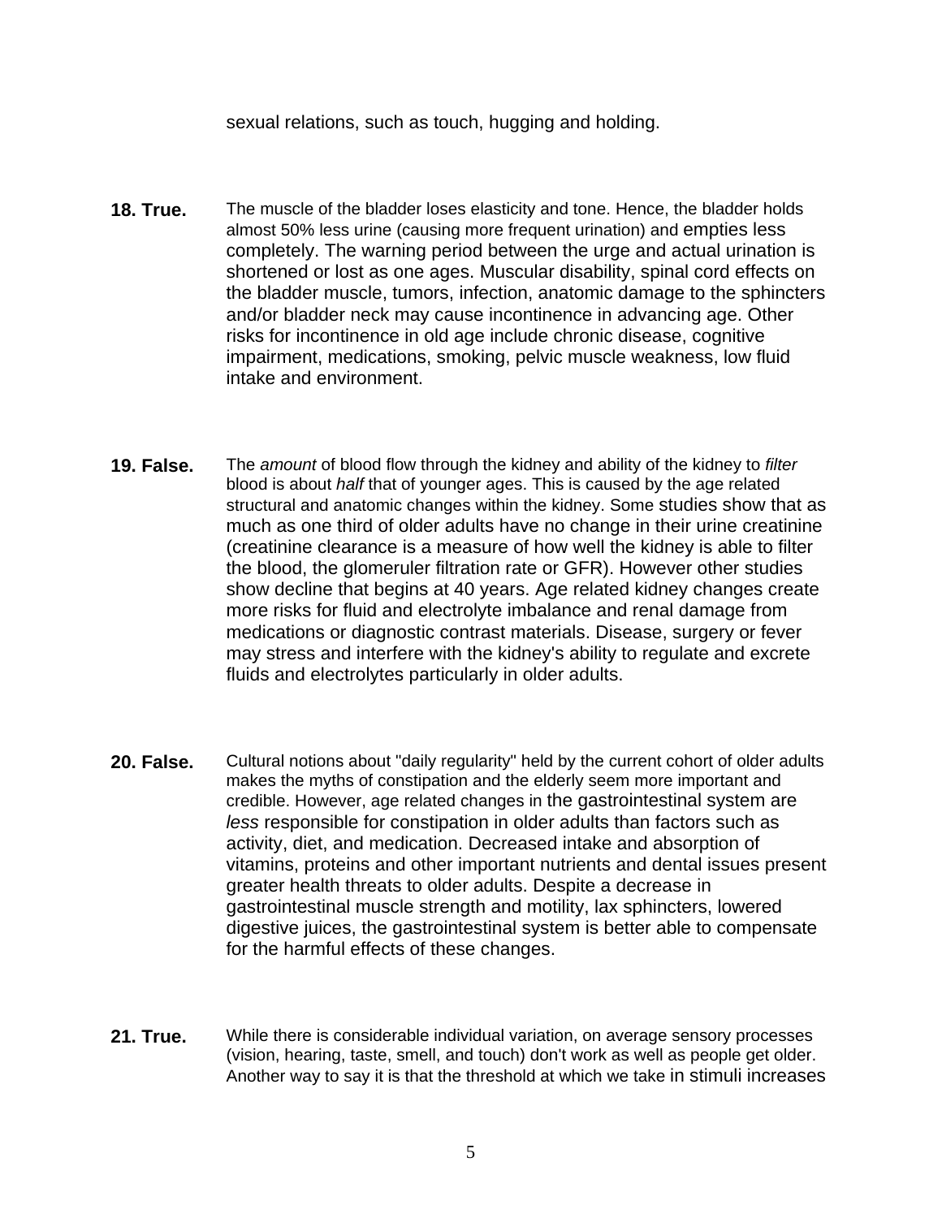sexual relations, such as touch, hugging and holding.

**18. True.** The muscle of the bladder loses elasticity and tone. Hence, the bladder holds almost 50% less urine (causing more frequent urination) and empties less completely. The warning period between the urge and actual urination is shortened or lost as one ages. Muscular disability, spinal cord effects on the bladder muscle, tumors, infection, anatomic damage to the sphincters and/or bladder neck may cause incontinence in advancing age. Other risks for incontinence in old age include chronic disease, cognitive impairment, medications, smoking, pelvic muscle weakness, low fluid intake and environment.

**19. False.** The *amount* of blood flow through the kidney and ability of the kidney to *filter* blood is about *half* that of younger ages. This is caused by the age related structural and anatomic changes within the kidney. Some studies show that as much as one third of older adults have no change in their urine creatinine (creatinine clearance is a measure of how well the kidney is able to filter the blood, the glomeruler filtration rate or GFR). However other studies show decline that begins at 40 years. Age related kidney changes create more risks for fluid and electrolyte imbalance and renal damage from medications or diagnostic contrast materials. Disease, surgery or fever may stress and interfere with the kidney's ability to regulate and excrete fluids and electrolytes particularly in older adults.

**20. False.** Cultural notions about "daily regularity" held by the current cohort of older adults makes the myths of constipation and the elderly seem more important and credible. However, age related changes in the gastrointestinal system are *less* responsible for constipation in older adults than factors such as activity, diet, and medication. Decreased intake and absorption of vitamins, proteins and other important nutrients and dental issues present greater health threats to older adults. Despite a decrease in gastrointestinal muscle strength and motility, lax sphincters, lowered digestive juices, the gastrointestinal system is better able to compensate for the harmful effects of these changes.

**21. True.** While there is considerable individual variation, on average sensory processes (vision, hearing, taste, smell, and touch) don't work as well as people get older. Another way to say it is that the threshold at which we take in stimuli increases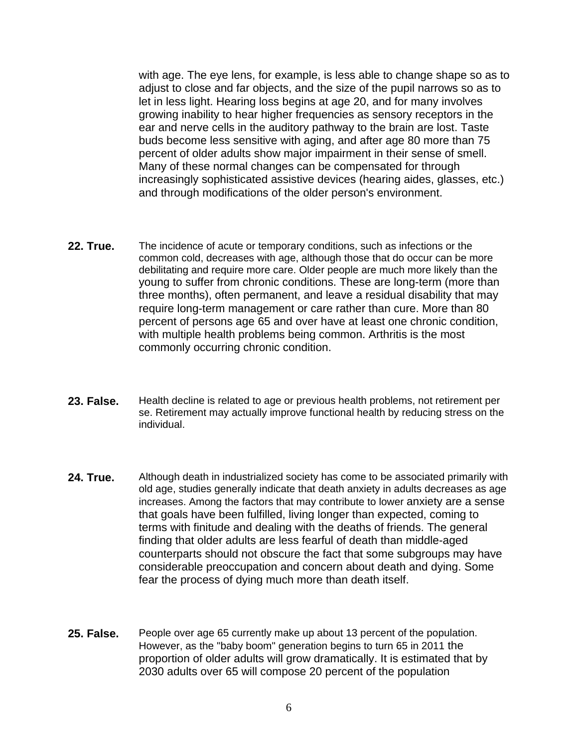with age. The eye lens, for example, is less able to change shape so as to adjust to close and far objects, and the size of the pupil narrows so as to let in less light. Hearing loss begins at age 20, and for many involves growing inability to hear higher frequencies as sensory receptors in the ear and nerve cells in the auditory pathway to the brain are lost. Taste buds become less sensitive with aging, and after age 80 more than 75 percent of older adults show major impairment in their sense of smell. Many of these normal changes can be compensated for through increasingly sophisticated assistive devices (hearing aides, glasses, etc.) and through modifications of the older person's environment.

**22. True.** The incidence of acute or temporary conditions, such as infections or the common cold, decreases with age, although those that do occur can be more debilitating and require more care. Older people are much more likely than the young to suffer from chronic conditions. These are long-term (more than three months), often permanent, and leave a residual disability that may require long-term management or care rather than cure. More than 80 percent of persons age 65 and over have at least one chronic condition, with multiple health problems being common. Arthritis is the most commonly occurring chronic condition.

**23. False.** Health decline is related to age or previous health problems, not retirement per se. Retirement may actually improve functional health by reducing stress on the individual.

**24. True.** Although death in industrialized society has come to be associated primarily with old age, studies generally indicate that death anxiety in adults decreases as age increases. Among the factors that may contribute to lower anxiety are a sense that goals have been fulfilled, living longer than expected, coming to terms with finitude and dealing with the deaths of friends. The general finding that older adults are less fearful of death than middle-aged counterparts should not obscure the fact that some subgroups may have considerable preoccupation and concern about death and dying. Some fear the process of dying much more than death itself.

**25. False.** People over age 65 currently make up about 13 percent of the population. However, as the "baby boom" generation begins to turn 65 in 2011 the proportion of older adults will grow dramatically. It is estimated that by 2030 adults over 65 will compose 20 percent of the population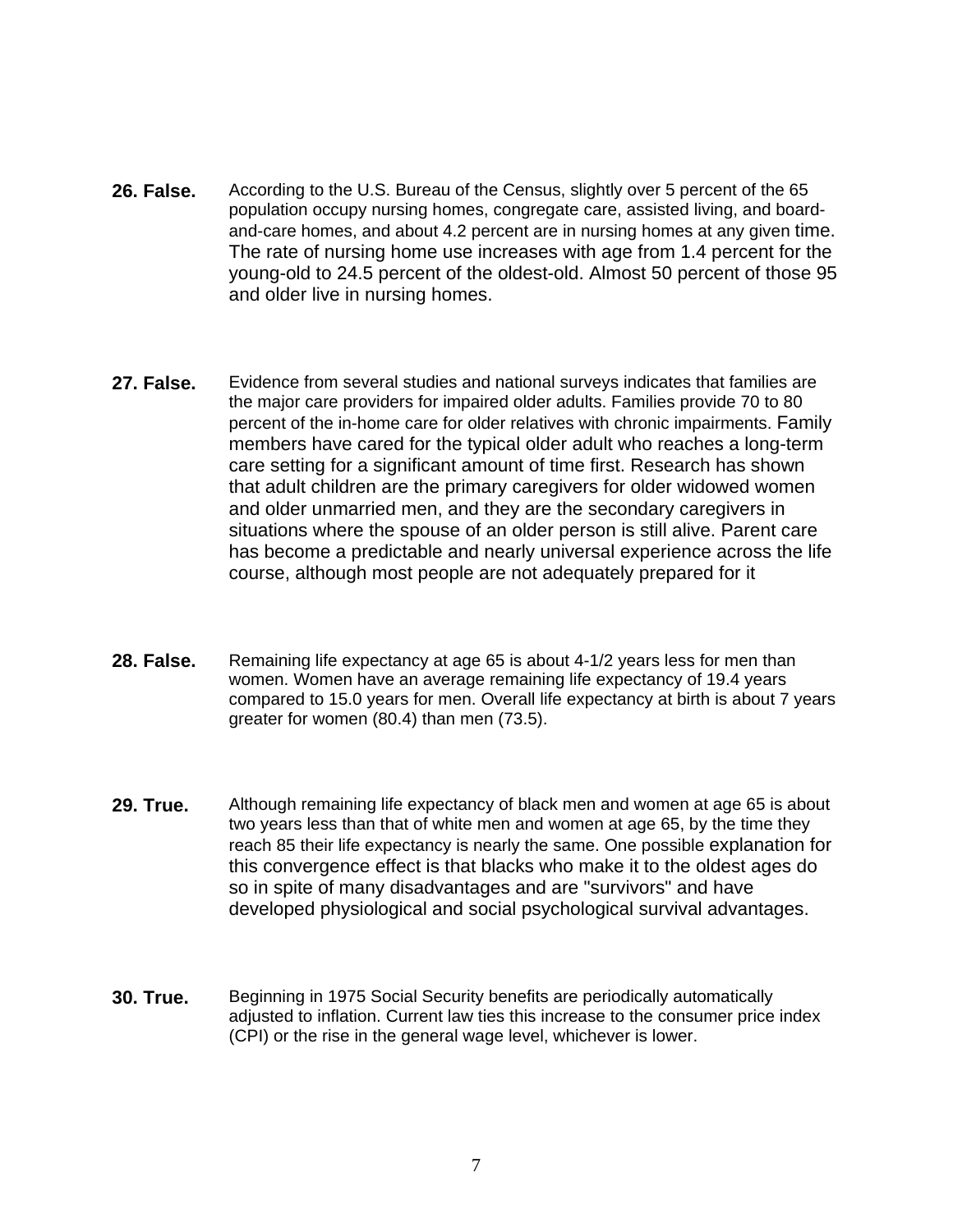**26. False.** According to the U.S. Bureau of the Census, slightly over 5 percent of the 65 population occupy nursing homes, congregate care, assisted living, and board-and-care homes, and about 4.2 percent are in nursing homes at any given time. The rate of nursing home use increases with age from 1.4 percent for the young-old to 24.5 percent of the oldest-old. Almost 50 percent of those 95 and older live in nursing homes.

**27. False.** Evidence from several studies and national surveys indicates that families are the major care providers for impaired older adults. Families provide 70 to 80 percent of the in-home care for older relatives with chronic impairments. Family members have cared for the typical older adult who reaches a long-term care setting for a significant amount of time first. Research has shown that adult children are the primary caregivers for older widowed women and older unmarried men, and they are the secondary caregivers in situations where the spouse of an older person is still alive. Parent care has become a predictable and nearly universal experience across the life course, although most people are not adequately prepared for it

**28. False.** Remaining life expectancy at age 65 is about 4-1/2 years less for men than women. Women have an average remaining life expectancy of 19.4 years compared to 15.0 years for men. Overall life expectancy at birth is about 7 years greater for women (80.4) than men (73.5).

**29. True.** Although remaining life expectancy of black men and women at age 65 is about two years less than that of white men and women at age 65, by the time they reach 85 their life expectancy is nearly the same. One possible explanation for this convergence effect is that blacks who make it to the oldest ages do so in spite of many disadvantages and are "survivors" and have developed physiological and social psychological survival advantages.

**30. True.** Beginning in 1975 Social Security benefits are periodically automatically adjusted to inflation. Current law ties this increase to the consumer price index (CPI) or the rise in the general wage level, whichever is lower.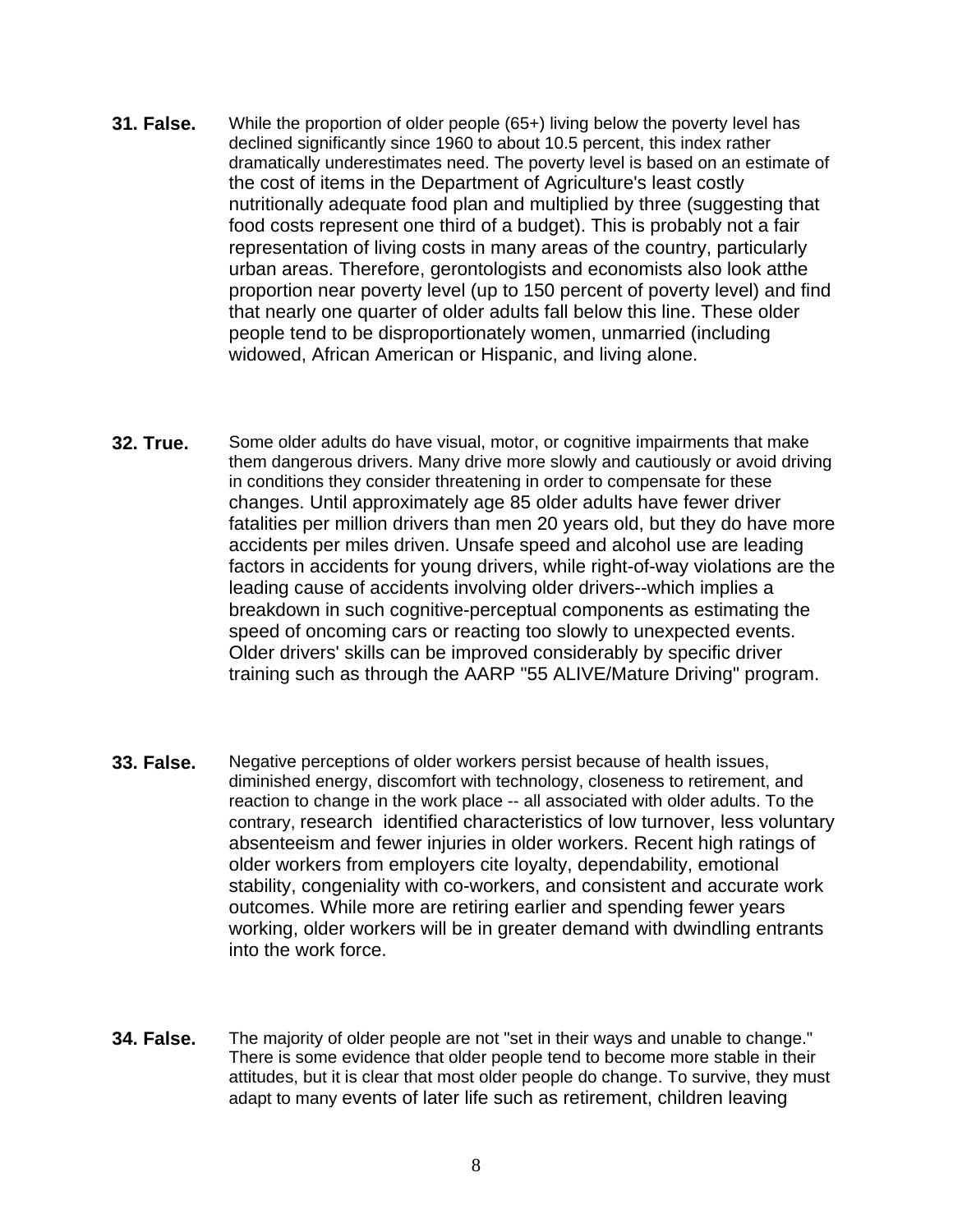**31. False.** While the proportion of older people (65+) living below the poverty level has declined significantly since 1960 to about 10.5 percent, this index rather dramatically underestimates need. The poverty level is based on an estimate of the cost of items in the Department of Agriculture's least costly nutritionally adequate food plan and multiplied by three (suggesting that food costs represent one third of a budget). This is probably not a fair representation of living costs in many areas of the country, particularly urban areas. Therefore, gerontologists and economists also look atthe proportion near poverty level (up to 150 percent of poverty level) and find that nearly one quarter of older adults fall below this line. These older people tend to be disproportionately women, unmarried (including widowed, African American or Hispanic, and living alone.

**32. True.** Some older adults do have visual, motor, or cognitive impairments that make them dangerous drivers. Many drive more slowly and cautiously or avoid driving in conditions they consider threatening in order to compensate for these changes. Until approximately age 85 older adults have fewer driver fatalities per million drivers than men 20 years old, but they do have more accidents per miles driven. Unsafe speed and alcohol use are leading factors in accidents for young drivers, while right-of-way violations are the leading cause of accidents involving older drivers--which implies a breakdown in such cognitive-perceptual components as estimating the speed of oncoming cars or reacting too slowly to unexpected events. Older drivers' skills can be improved considerably by specific driver training such as through the AARP "55 ALIVE/Mature Driving" program.

**33. False.** Negative perceptions of older workers persist because of health issues, diminished energy, discomfort with technology, closeness to retirement, and reaction to change in the work place -- all associated with older adults. To the contrary, research identified characteristics of low turnover, less voluntary absenteeism and fewer injuries in older workers. Recent high ratings of older workers from employers cite loyalty, dependability, emotional stability, congeniality with co-workers, and consistent and accurate work outcomes. While more are retiring earlier and spending fewer years working, older workers will be in greater demand with dwindling entrants into the work force.

**34. False.** The majority of older people are not "set in their ways and unable to change." There is some evidence that older people tend to become more stable in their attitudes, but it is clear that most older people do change. To survive, they must adapt to many events of later life such as retirement, children leaving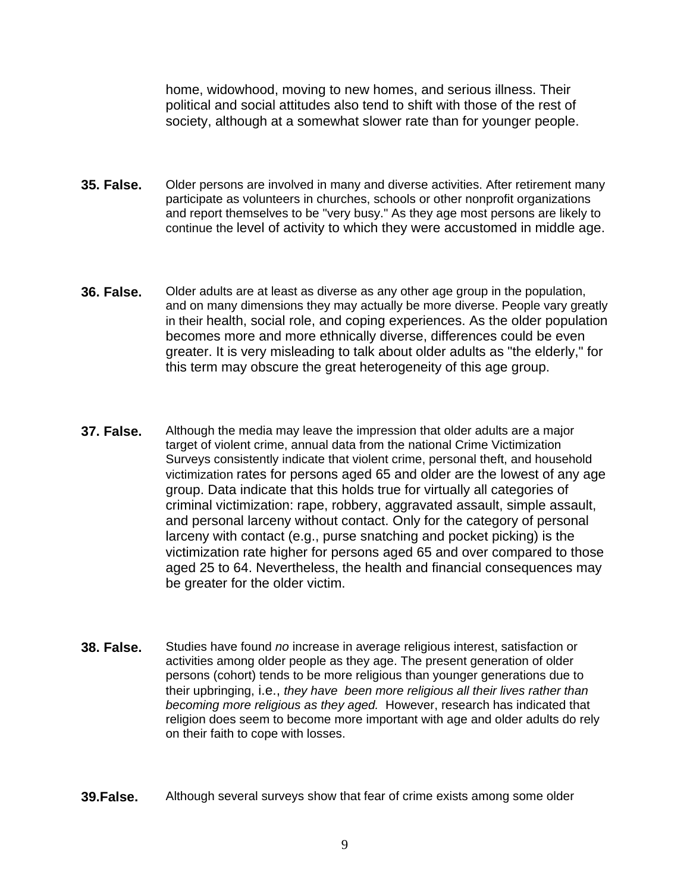home, widowhood, moving to new homes, and serious illness. Their political and social attitudes also tend to shift with those of the rest of society, although at a somewhat slower rate than for younger people.

**35. False.** Older persons are involved in many and diverse activities. After retirement many participate as volunteers in churches, schools or other nonprofit organizations and report themselves to be "very busy." As they age most persons are likely to continue the level of activity to which they were accustomed in middle age.

**36. False.** Older adults are at least as diverse as any other age group in the population, and on many dimensions they may actually be more diverse. People vary greatly in their health, social role, and coping experiences. As the older population becomes more and more ethnically diverse, differences could be even greater. It is very misleading to talk about older adults as "the elderly," for this term may obscure the great heterogeneity of this age group.

**37. False.** Although the media may leave the impression that older adults are a major target of violent crime, annual data from the national Crime Victimization Surveys consistently indicate that violent crime, personal theft, and household victimization rates for persons aged 65 and older are the lowest of any age group. Data indicate that this holds true for virtually all categories of criminal victimization: rape, robbery, aggravated assault, simple assault, and personal larceny without contact. Only for the category of personal larceny with contact (e.g., purse snatching and pocket picking) is the victimization rate higher for persons aged 65 and over compared to those aged 25 to 64. Nevertheless, the health and financial consequences may be greater for the older victim.

**38. False.** Studies have found *no* increase in average religious interest, satisfaction or activities among older people as they age. The present generation of older persons (cohort) tends to be more religious than younger generations due to their upbringing, i.e., *they have been more religious all their lives rather than becoming more religious as they aged.* However, research has indicated that religion does seem to become more important with age and older adults do rely on their faith to cope with losses.

**39.False.** Although several surveys show that fear of crime exists among some older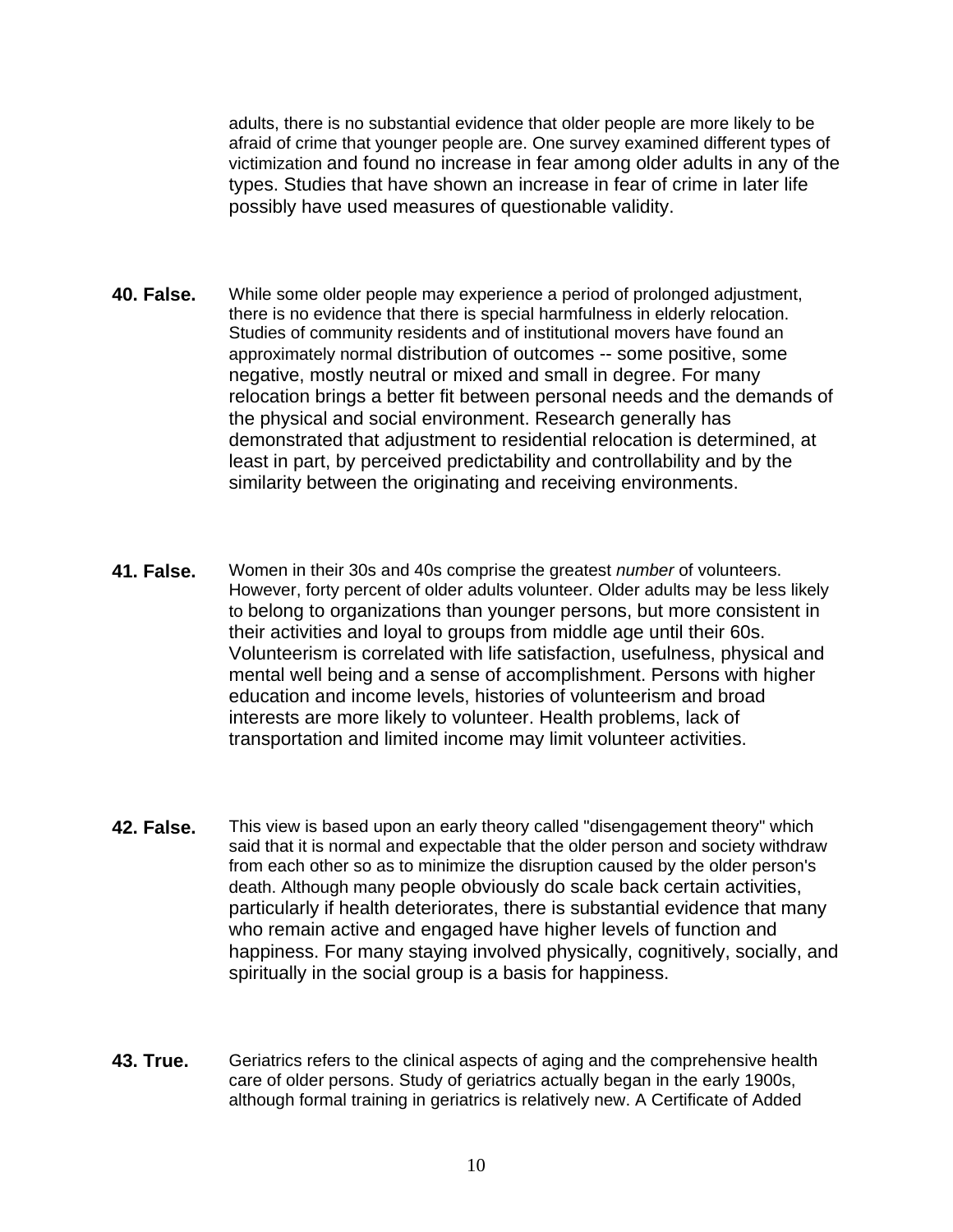adults, there is no substantial evidence that older people are more likely to be afraid of crime that younger people are. One survey examined different types of victimization and found no increase in fear among older adults in any of the types. Studies that have shown an increase in fear of crime in later life possibly have used measures of questionable validity.

**40. False.** While some older people may experience a period of prolonged adjustment, there is no evidence that there is special harmfulness in elderly relocation. Studies of community residents and of institutional movers have found an approximately normal distribution of outcomes -- some positive, some negative, mostly neutral or mixed and small in degree. For many relocation brings a better fit between personal needs and the demands of the physical and social environment. Research generally has demonstrated that adjustment to residential relocation is determined, at least in part, by perceived predictability and controllability and by the similarity between the originating and receiving environments.

**41. False.** Women in their 30s and 40s comprise the greatest *number* of volunteers. However, forty percent of older adults volunteer. Older adults may be less likely to belong to organizations than younger persons, but more consistent in their activities and loyal to groups from middle age until their 60s. Volunteerism is correlated with life satisfaction, usefulness, physical and mental well being and a sense of accomplishment. Persons with higher education and income levels, histories of volunteerism and broad interests are more likely to volunteer. Health problems, lack of transportation and limited income may limit volunteer activities.

**42. False.** This view is based upon an early theory called "disengagement theory" which said that it is normal and expectable that the older person and society withdraw from each other so as to minimize the disruption caused by the older person's death. Although many people obviously do scale back certain activities, particularly if health deteriorates, there is substantial evidence that many who remain active and engaged have higher levels of function and happiness. For many staying involved physically, cognitively, socially, and spiritually in the social group is a basis for happiness.

**43. True.** Geriatrics refers to the clinical aspects of aging and the comprehensive health care of older persons. Study of geriatrics actually began in the early 1900s, although formal training in geriatrics is relatively new. A Certificate of Added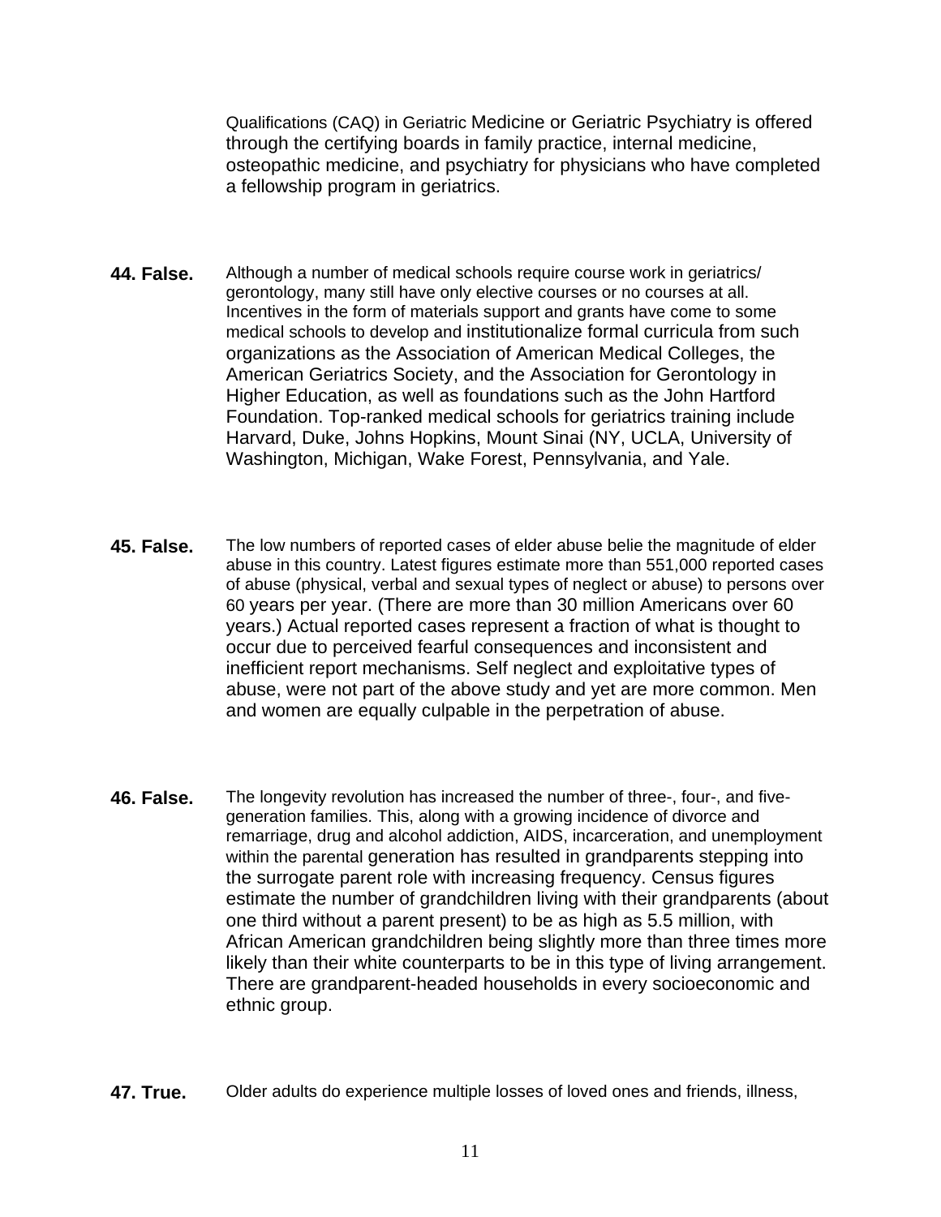Qualifications (CAQ) in Geriatric Medicine or Geriatric Psychiatry is offered through the certifying boards in family practice, internal medicine, osteopathic medicine, and psychiatry for physicians who have completed a fellowship program in geriatrics.

**44. False.** Although a number of medical schools require course work in geriatrics/ gerontology, many still have only elective courses or no courses at all. Incentives in the form of materials support and grants have come to some medical schools to develop and institutionalize formal curricula from such organizations as the Association of American Medical Colleges, the American Geriatrics Society, and the Association for Gerontology in Higher Education, as well as foundations such as the John Hartford Foundation. Top-ranked medical schools for geriatrics training include Harvard, Duke, Johns Hopkins, Mount Sinai (NY, UCLA, University of Washington, Michigan, Wake Forest, Pennsylvania, and Yale.

**45. False.** The low numbers of reported cases of elder abuse belie the magnitude of elder abuse in this country. Latest figures estimate more than 551,000 reported cases of abuse (physical, verbal and sexual types of neglect or abuse) to persons over 60 years per year. (There are more than 30 million Americans over 60 years.) Actual reported cases represent a fraction of what is thought to occur due to perceived fearful consequences and inconsistent and inefficient report mechanisms. Self neglect and exploitative types of abuse, were not part of the above study and yet are more common. Men and women are equally culpable in the perpetration of abuse.

**46. False.** The longevity revolution has increased the number of three-, four-, and five-generation families. This, along with a growing incidence of divorce and remarriage, drug and alcohol addiction, AIDS, incarceration, and unemployment within the parental generation has resulted in grandparents stepping into the surrogate parent role with increasing frequency. Census figures estimate the number of grandchildren living with their grandparents (about one third without a parent present) to be as high as 5.5 million, with African American grandchildren being slightly more than three times more likely than their white counterparts to be in this type of living arrangement. There are grandparent-headed households in every socioeconomic and ethnic group.

**47. True.** Older adults do experience multiple losses of loved ones and friends, illness,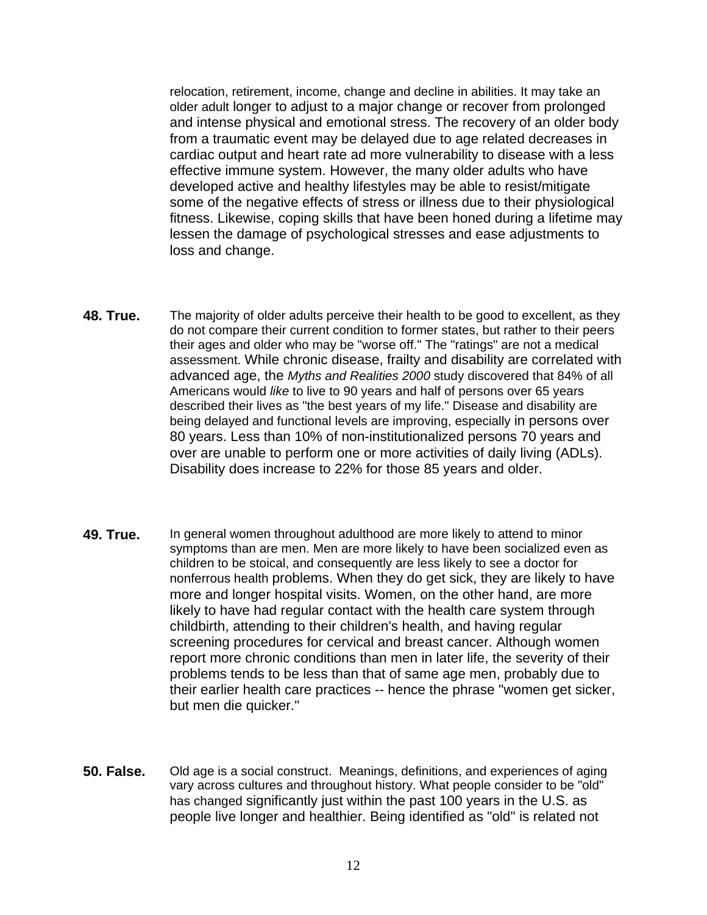relocation, retirement, income, change and decline in abilities. It may take an older adult longer to adjust to a major change or recover from prolonged and intense physical and emotional stress. The recovery of an older body from a traumatic event may be delayed due to age related decreases in cardiac output and heart rate ad more vulnerability to disease with a less effective immune system. However, the many older adults who have developed active and healthy lifestyles may be able to resist/mitigate some of the negative effects of stress or illness due to their physiological fitness. Likewise, coping skills that have been honed during a lifetime may lessen the damage of psychological stresses and ease adjustments to loss and change.

**48. True.** The majority of older adults perceive their health to be good to excellent, as they do not compare their current condition to former states, but rather to their peers their ages and older who may be "worse off." The "ratings" are not a medical assessment. While chronic disease, frailty and disability are correlated with advanced age, the *Myths and Realities 2000* study discovered that 84% of all Americans would *like* to live to 90 years and half of persons over 65 years described their lives as "the best years of my life." Disease and disability are being delayed and functional levels are improving, especially in persons over 80 years. Less than 10% of non-institutionalized persons 70 years and over are unable to perform one or more activities of daily living (ADLs). Disability does increase to 22% for those 85 years and older.

**49. True.** In general women throughout adulthood are more likely to attend to minor symptoms than are men. Men are more likely to have been socialized even as children to be stoical, and consequently are less likely to see a doctor for nonferrous health problems. When they do get sick, they are likely to have more and longer hospital visits. Women, on the other hand, are more likely to have had regular contact with the health care system through childbirth, attending to their children's health, and having regular screening procedures for cervical and breast cancer. Although women report more chronic conditions than men in later life, the severity of their problems tends to be less than that of same age men, probably due to their earlier health care practices -- hence the phrase "women get sicker, but men die quicker."

**50. False.** Old age is a social construct. Meanings, definitions, and experiences of aging vary across cultures and throughout history. What people consider to be "old" has changed significantly just within the past 100 years in the U.S. as people live longer and healthier. Being identified as "old" is related not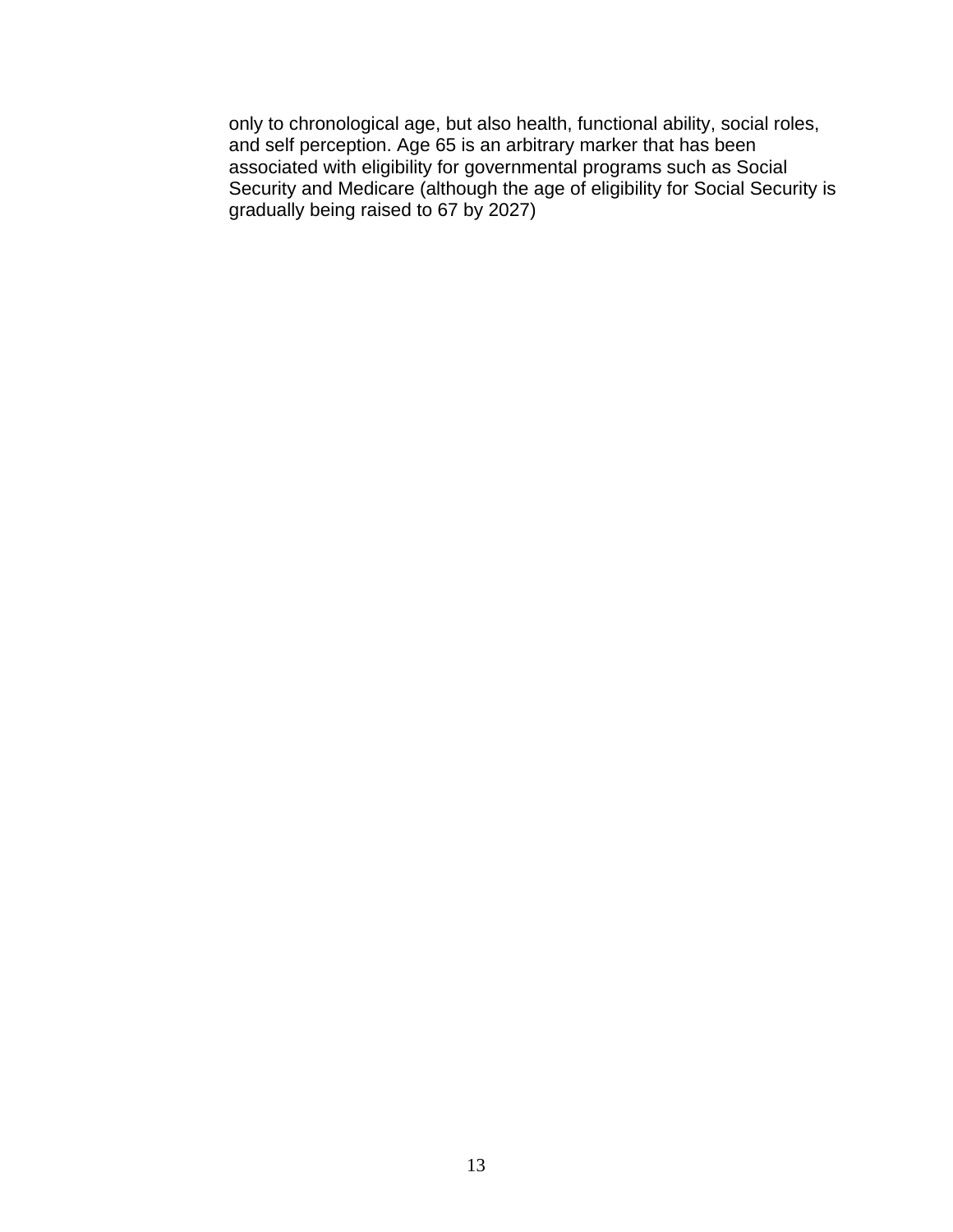only to chronological age, but also health, functional ability, social roles, and self perception. Age 65 is an arbitrary marker that has been associated with eligibility for governmental programs such as Social Security and Medicare (although the age of eligibility for Social Security is gradually being raised to 67 by 2027)